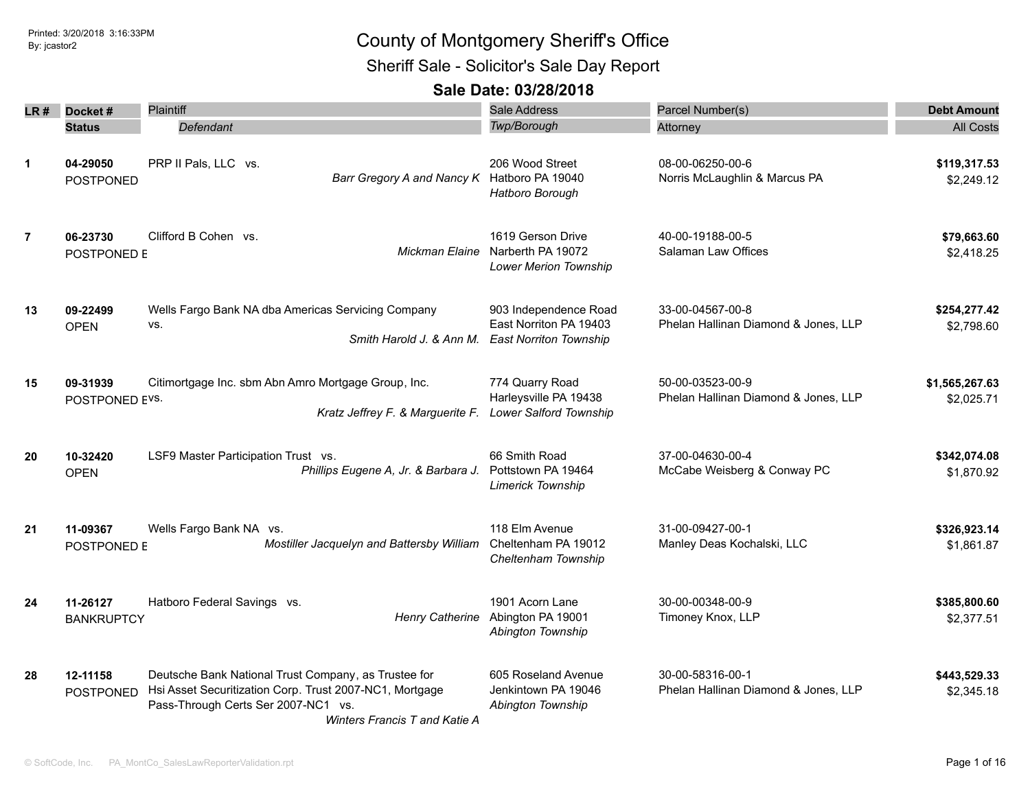Printed: 3/20/2018 3:16:33PM
By: jcastor2

# County of Montgomery Sheriff's Office

## Sheriff Sale - Solicitor's Sale Day Report

### Sale Date: 03/28/2018

| LR # | Docket # / Status | Plaintiff / *Defendant* | Sale Address / *Twp/Borough* | Parcel Number(s) / Attorney | Debt Amount / All Costs |
|---|---|---|---|---|---|
| 1 | **04-29050** POSTPONED | PRP II Pals, LLC vs. *Barr Gregory A and Nancy K* | 206 Wood Street Hatboro PA 19040 *Hatboro Borough* | 08-00-06250-00-6 Norris McLaughlin & Marcus PA | **$119,317.53** $2,249.12 |
| 7 | **06-23730** POSTPONED E | Clifford B Cohen vs. *Mickman Elaine* | 1619 Gerson Drive Narberth PA 19072 *Lower Merion Township* | 40-00-19188-00-5 Salaman Law Offices | **$79,663.60** $2,418.25 |
| 13 | **09-22499** OPEN | Wells Fargo Bank NA dba Americas Servicing Company vs. *Smith Harold J. & Ann M.* | 903 Independence Road East Norriton PA 19403 *East Norriton Township* | 33-00-04567-00-8 Phelan Hallinan Diamond & Jones, LLP | **$254,277.42** $2,798.60 |
| 15 | **09-31939** POSTPONED E | Citimortgage Inc. sbm Abn Amro Mortgage Group, Inc. vs. *Kratz Jeffrey F. & Marguerite F.* | 774 Quarry Road Harleysville PA 19438 *Lower Salford Township* | 50-00-03523-00-9 Phelan Hallinan Diamond & Jones, LLP | **$1,565,267.63** $2,025.71 |
| 20 | **10-32420** OPEN | LSF9 Master Participation Trust vs. *Phillips Eugene A, Jr. & Barbara J.* | 66 Smith Road Pottstown PA 19464 *Limerick Township* | 37-00-04630-00-4 McCabe Weisberg & Conway PC | **$342,074.08** $1,870.92 |
| 21 | **11-09367** POSTPONED E | Wells Fargo Bank NA vs. *Mostiller Jacquelyn and Battersby William* | 118 Elm Avenue Cheltenham PA 19012 *Cheltenham Township* | 31-00-09427-00-1 Manley Deas Kochalski, LLC | **$326,923.14** $1,861.87 |
| 24 | **11-26127** BANKRUPTCY | Hatboro Federal Savings vs. *Henry Catherine* | 1901 Acorn Lane Abington PA 19001 *Abington Township* | 30-00-00348-00-9 Timoney Knox, LLP | **$385,800.60** $2,377.51 |
| 28 | **12-11158** POSTPONED | Deutsche Bank National Trust Company, as Trustee for Hsi Asset Securitization Corp. Trust 2007-NC1, Mortgage Pass-Through Certs Ser 2007-NC1 vs. *Winters Francis T and Katie A* | 605 Roseland Avenue Jenkintown PA 19046 *Abington Township* | 30-00-58316-00-1 Phelan Hallinan Diamond & Jones, LLP | **$443,529.33** $2,345.18 |

© SoftCode, Inc. PA_MontCo_SalesLawReporterValidation.rpt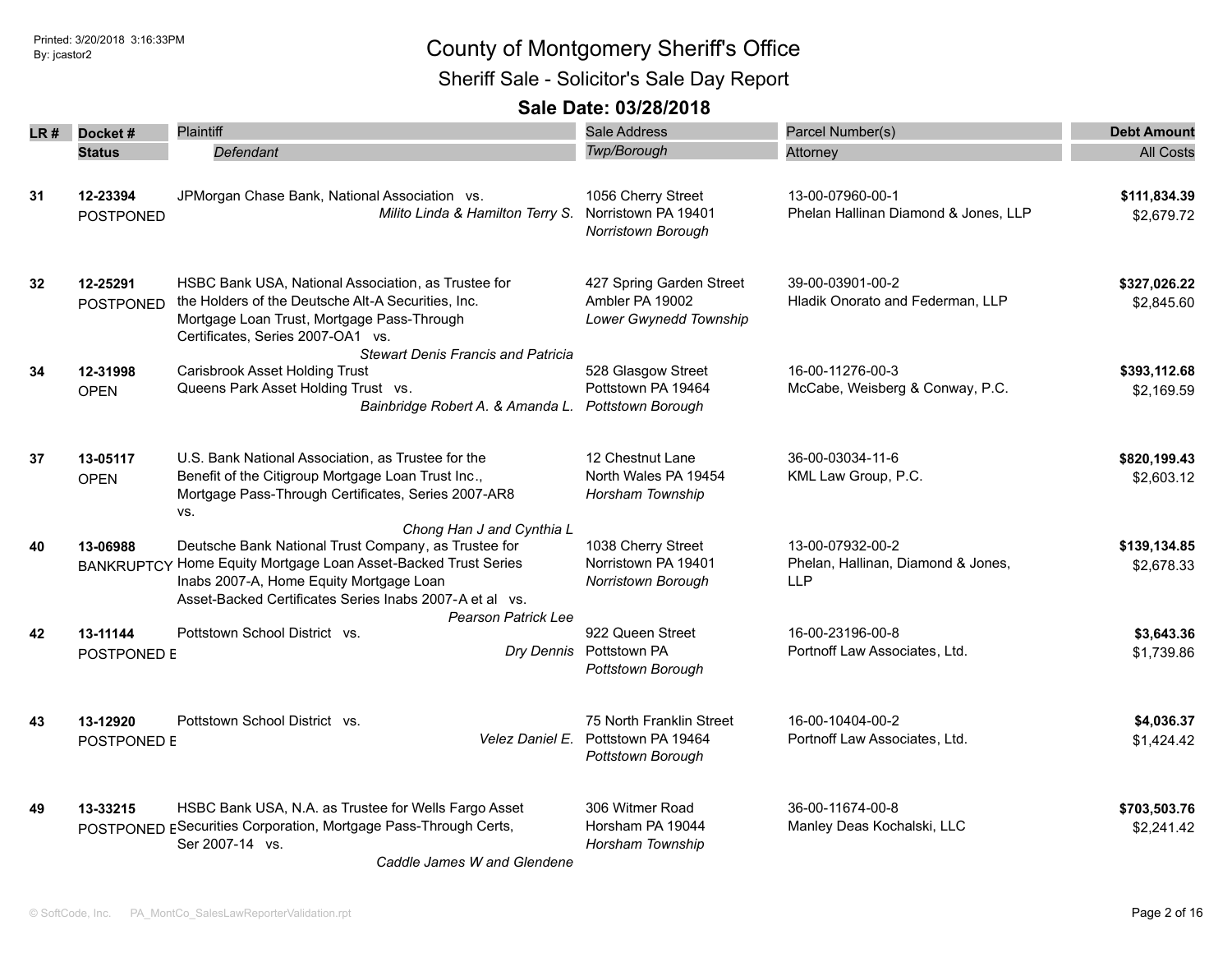Printed: 3/20/2018 3:16:33PM
By: jcastor2

# County of Montgomery Sheriff's Office

## Sheriff Sale - Solicitor's Sale Day Report

### Sale Date: 03/28/2018

| LR # | Docket # / Status | Plaintiff / *Defendant* | Sale Address / *Twp/Borough* | Parcel Number(s) / Attorney | Debt Amount / All Costs |
|---|---|---|---|---|---|
| 31 | 12-23394<br>POSTPONED | JPMorgan Chase Bank, National Association vs.<br>*Milito Linda & Hamilton Terry S.* | 1056 Cherry Street<br>Norristown PA 19401<br>*Norristown Borough* | 13-00-07960-00-1<br>Phelan Hallinan Diamond & Jones, LLP | **$111,834.39**<br>$2,679.72 |
| 32 | 12-25291<br>POSTPONED | HSBC Bank USA, National Association, as Trustee for the Holders of the Deutsche Alt-A Securities, Inc. Mortgage Loan Trust, Mortgage Pass-Through Certificates, Series 2007-OA1 vs.<br>*Stewart Denis Francis and Patricia* | 427 Spring Garden Street<br>Ambler PA 19002<br>*Lower Gwynedd Township* | 39-00-03901-00-2<br>Hladik Onorato and Federman, LLP | **$327,026.22**<br>$2,845.60 |
| 34 | 12-31998<br>OPEN | Carisbrook Asset Holding Trust<br>Queens Park Asset Holding Trust vs.<br>*Bainbridge Robert A. & Amanda L.* | 528 Glasgow Street<br>Pottstown PA 19464<br>*Pottstown Borough* | 16-00-11276-00-3<br>McCabe, Weisberg & Conway, P.C. | **$393,112.68**<br>$2,169.59 |
| 37 | 13-05117<br>OPEN | U.S. Bank National Association, as Trustee for the Benefit of the Citigroup Mortgage Loan Trust Inc., Mortgage Pass-Through Certificates, Series 2007-AR8 vs.<br>*Chong Han J and Cynthia L* | 12 Chestnut Lane<br>North Wales PA 19454<br>*Horsham Township* | 36-00-03034-11-6<br>KML Law Group, P.C. | **$820,199.43**<br>$2,603.12 |
| 40 | 13-06988<br>BANKRUPTCY | Deutsche Bank National Trust Company, as Trustee for Home Equity Mortgage Loan Asset-Backed Trust Series Inabs 2007-A, Home Equity Mortgage Loan Asset-Backed Certificates Series Inabs 2007-A et al vs.<br>*Pearson Patrick Lee* | 1038 Cherry Street<br>Norristown PA 19401<br>*Norristown Borough* | 13-00-07932-00-2<br>Phelan, Hallinan, Diamond & Jones, LLP | **$139,134.85**<br>$2,678.33 |
| 42 | 13-11144<br>POSTPONED E | Pottstown School District vs.<br>*Dry Dennis* | 922 Queen Street<br>Pottstown PA<br>*Pottstown Borough* | 16-00-23196-00-8<br>Portnoff Law Associates, Ltd. | **$3,643.36**<br>$1,739.86 |
| 43 | 13-12920<br>POSTPONED E | Pottstown School District vs.<br>*Velez Daniel E.* | 75 North Franklin Street<br>Pottstown PA 19464<br>*Pottstown Borough* | 16-00-10404-00-2<br>Portnoff Law Associates, Ltd. | **$4,036.37**<br>$1,424.42 |
| 49 | 13-33215<br>POSTPONED E | HSBC Bank USA, N.A. as Trustee for Wells Fargo Asset Securities Corporation, Mortgage Pass-Through Certs, Ser 2007-14 vs.<br>*Caddle James W and Glendene* | 306 Witmer Road<br>Horsham PA 19044<br>*Horsham Township* | 36-00-11674-00-8<br>Manley Deas Kochalski, LLC | **$703,503.76**<br>$2,241.42 |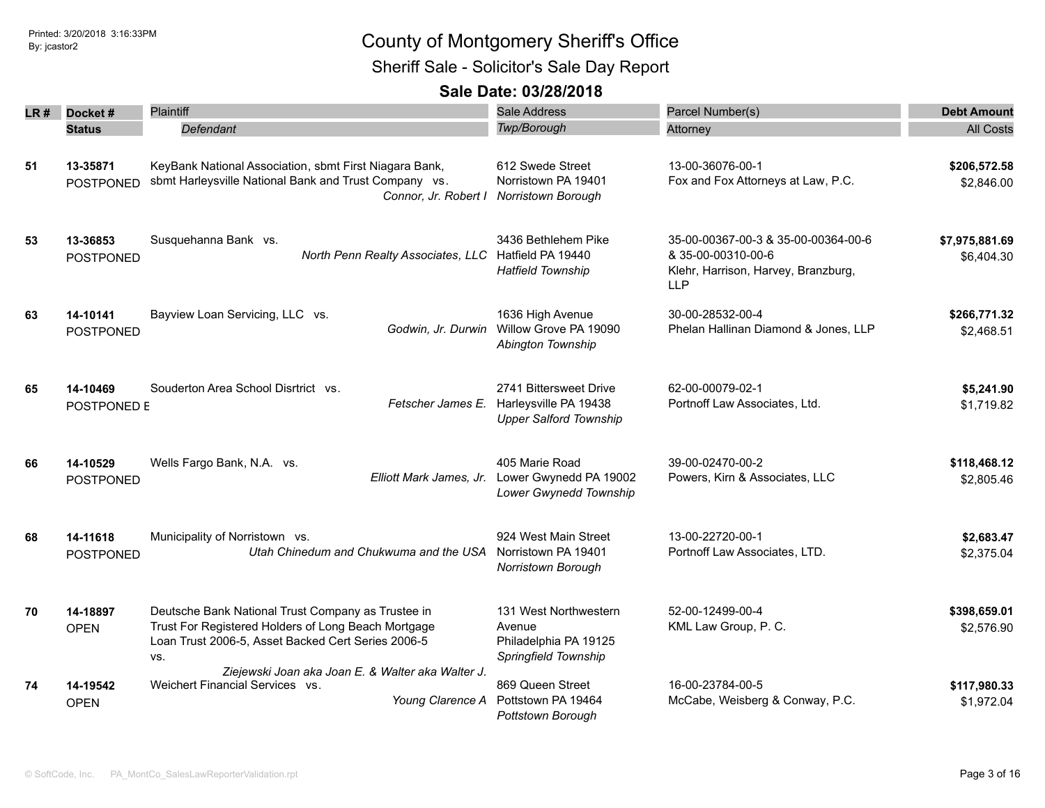# County of Montgomery Sheriff's Office

## Sheriff Sale - Solicitor's Sale Day Report

### Sale Date: 03/28/2018

Printed: 3/20/2018 3:16:33PM
By: jcastor2

| LR # | Docket # / Status | Plaintiff / *Defendant* | Sale Address / *Twp/Borough* | Parcel Number(s) / Attorney | Debt Amount / All Costs |
|---|---|---|---|---|---|
| 51 | **13-35871** POSTPONED | KeyBank National Association, sbmt First Niagara Bank, sbmt Harleysville National Bank and Trust Company vs. *Connor, Jr. Robert I* | 612 Swede Street Norristown PA 19401 *Norristown Borough* | 13-00-36076-00-1 Fox and Fox Attorneys at Law, P.C. | **$206,572.58** $2,846.00 |
| 53 | **13-36853** POSTPONED | Susquehanna Bank vs. *North Penn Realty Associates, LLC* | 3436 Bethlehem Pike Hatfield PA 19440 *Hatfield Township* | 35-00-00367-00-3 & 35-00-00364-00-6 & 35-00-00310-00-6 Klehr, Harrison, Harvey, Branzburg, LLP | **$7,975,881.69** $6,404.30 |
| 63 | **14-10141** POSTPONED | Bayview Loan Servicing, LLC vs. *Godwin, Jr. Durwin* | 1636 High Avenue Willow Grove PA 19090 *Abington Township* | 30-00-28532-00-4 Phelan Hallinan Diamond & Jones, LLP | **$266,771.32** $2,468.51 |
| 65 | **14-10469** POSTPONED E | Souderton Area School Disrtrict vs. *Fetscher James E.* | 2741 Bittersweet Drive Harleysville PA 19438 *Upper Salford Township* | 62-00-00079-02-1 Portnoff Law Associates, Ltd. | **$5,241.90** $1,719.82 |
| 66 | **14-10529** POSTPONED | Wells Fargo Bank, N.A. vs. *Elliott Mark James, Jr.* | 405 Marie Road Lower Gwynedd PA 19002 *Lower Gwynedd Township* | 39-00-02470-00-2 Powers, Kirn & Associates, LLC | **$118,468.12** $2,805.46 |
| 68 | **14-11618** POSTPONED | Municipality of Norristown vs. *Utah Chinedum and Chukwuma and the USA* | 924 West Main Street Norristown PA 19401 *Norristown Borough* | 13-00-22720-00-1 Portnoff Law Associates, LTD. | **$2,683.47** $2,375.04 |
| 70 | **14-18897** OPEN | Deutsche Bank National Trust Company as Trustee in Trust For Registered Holders of Long Beach Mortgage Loan Trust 2006-5, Asset Backed Cert Series 2006-5 vs. *Ziejewski Joan aka Joan E. & Walter aka Walter J.* | 131 West Northwestern Avenue Philadelphia PA 19125 *Springfield Township* | 52-00-12499-00-4 KML Law Group, P. C. | **$398,659.01** $2,576.90 |
| 74 | **14-19542** OPEN | Weichert Financial Services vs. *Young Clarence A* | 869 Queen Street Pottstown PA 19464 *Pottstown Borough* | 16-00-23784-00-5 McCabe, Weisberg & Conway, P.C. | **$117,980.33** $1,972.04 |

© SoftCode, Inc. PA_MontCo_SalesLawReporterValidation.rpt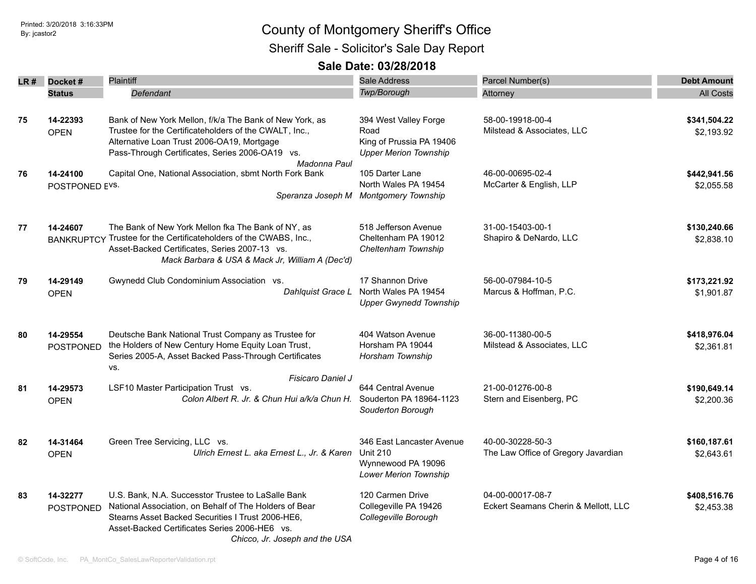# County of Montgomery Sheriff's Office

## Sheriff Sale - Solicitor's Sale Day Report

### Sale Date: 03/28/2018

| LR # | Docket # / Status | Plaintiff vs. Defendant | Sale Address / Twp/Borough | Parcel Number(s) / Attorney | Debt Amount / All Costs |
|---|---|---|---|---|---|
| 75 | **14-22393** OPEN | Bank of New York Mellon, f/k/a The Bank of New York, as Trustee for the Certificateholders of the CWALT, Inc., Alternative Loan Trust 2006-OA19, Mortgage Pass-Through Certificates, Series 2006-OA19 vs. *Madonna Paul* | 394 West Valley Forge Road King of Prussia PA 19406 *Upper Merion Township* | 58-00-19918-00-4 Milstead & Associates, LLC | **$341,504.22** $2,193.92 |
| 76 | **14-24100** POSTPONED E | Capital One, National Association, sbmt North Fork Bank vs. *Speranza Joseph M* | 105 Darter Lane North Wales PA 19454 *Montgomery Township* | 46-00-00695-02-4 McCarter & English, LLP | **$442,941.56** $2,055.58 |
| 77 | **14-24607** BANKRUPTCY | The Bank of New York Mellon fka The Bank of NY, as Trustee for the Certificateholders of the CWABS, Inc., Asset-Backed Certificates, Series 2007-13 vs. *Mack Barbara & USA & Mack Jr, William A (Dec'd)* | 518 Jefferson Avenue Cheltenham PA 19012 *Cheltenham Township* | 31-00-15403-00-1 Shapiro & DeNardo, LLC | **$130,240.66** $2,838.10 |
| 79 | **14-29149** OPEN | Gwynedd Club Condominium Association vs. *Dahlquist Grace L* | 17 Shannon Drive North Wales PA 19454 *Upper Gwynedd Township* | 56-00-07984-10-5 Marcus & Hoffman, P.C. | **$173,221.92** $1,901.87 |
| 80 | **14-29554** POSTPONED | Deutsche Bank National Trust Company as Trustee for the Holders of New Century Home Equity Loan Trust, Series 2005-A, Asset Backed Pass-Through Certificates vs. *Fisicaro Daniel J* | 404 Watson Avenue Horsham PA 19044 *Horsham Township* | 36-00-11380-00-5 Milstead & Associates, LLC | **$418,976.04** $2,361.81 |
| 81 | **14-29573** OPEN | LSF10 Master Participation Trust vs. *Colon Albert R. Jr. & Chun Hui a/k/a Chun H.* | 644 Central Avenue Souderton PA 18964-1123 *Souderton Borough* | 21-00-01276-00-8 Stern and Eisenberg, PC | **$190,649.14** $2,200.36 |
| 82 | **14-31464** OPEN | Green Tree Servicing, LLC vs. *Ulrich Ernest L. aka Ernest L., Jr. & Karen* | 346 East Lancaster Avenue Unit 210 Wynnewood PA 19096 *Lower Merion Township* | 40-00-30228-50-3 The Law Office of Gregory Javardian | **$160,187.61** $2,643.61 |
| 83 | **14-32277** POSTPONED | U.S. Bank, N.A. Successtor Trustee to LaSalle Bank National Association, on Behalf of The Holders of Bear Stearns Asset Backed Securities I Trust 2006-HE6, Asset-Backed Certificates Series 2006-HE6 vs. *Chicco, Jr. Joseph and the USA* | 120 Carmen Drive Collegeville PA 19426 *Collegeville Borough* | 04-00-00017-08-7 Eckert Seamans Cherin & Mellott, LLC | **$408,516.76** $2,453.38 |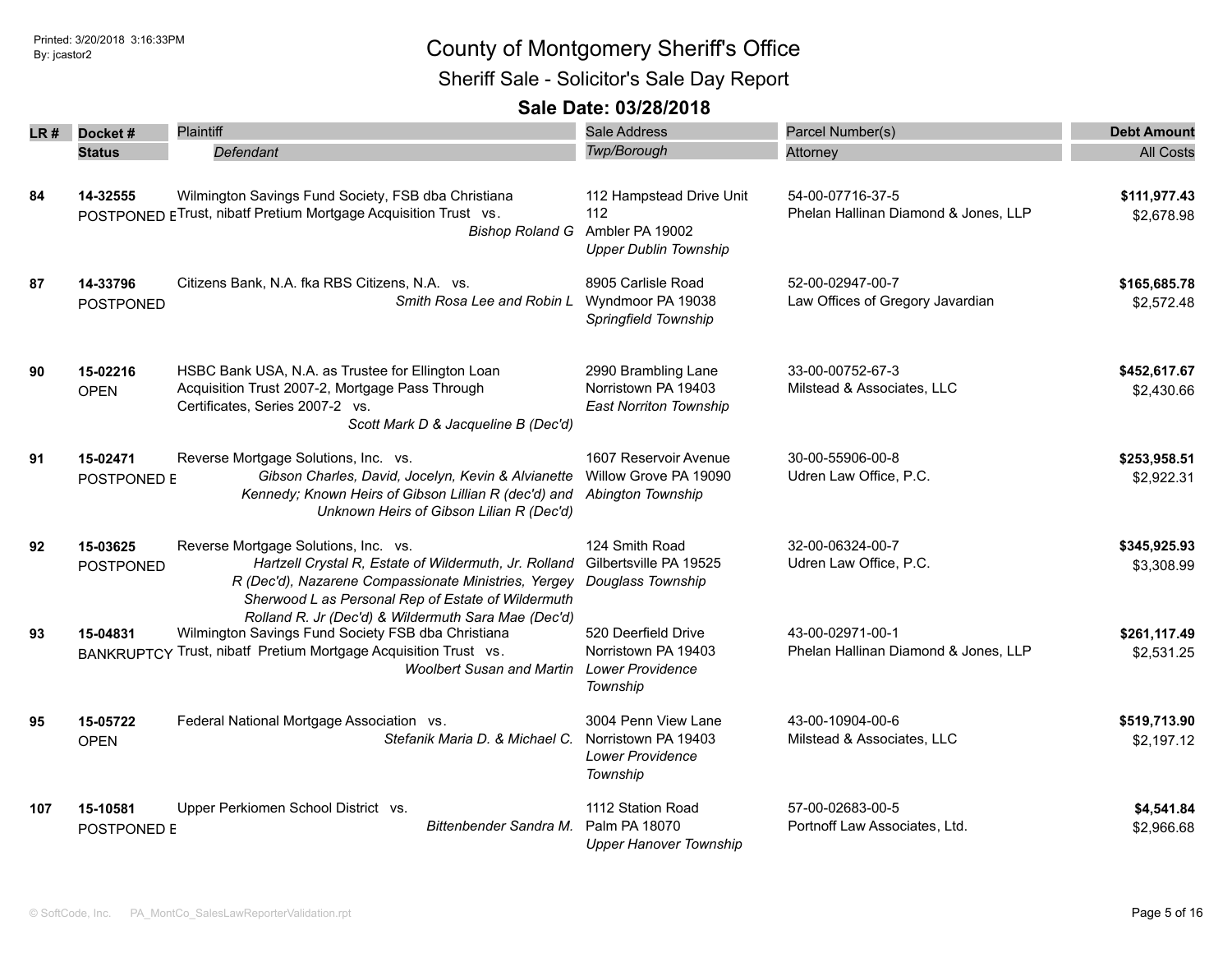# County of Montgomery Sheriff's Office

## Sheriff Sale - Solicitor's Sale Day Report

### Sale Date: 03/28/2018

| LR # | Docket # / Status | Plaintiff / *Defendant* | Sale Address / *Twp/Borough* | Parcel Number(s) / Attorney | Debt Amount / All Costs |
|---|---|---|---|---|---|
| 84 | **14-32555** POSTPONED E | Wilmington Savings Fund Society, FSB dba Christiana Trust, nibatf Pretium Mortgage Acquisition Trust vs. *Bishop Roland G* | 112 Hampstead Drive Unit 112 Ambler PA 19002 *Upper Dublin Township* | 54-00-07716-37-5 Phelan Hallinan Diamond & Jones, LLP | **$111,977.43** $2,678.98 |
| 87 | **14-33796** POSTPONED | Citizens Bank, N.A. fka RBS Citizens, N.A. vs. *Smith Rosa Lee and Robin L* | 8905 Carlisle Road Wyndmoor PA 19038 *Springfield Township* | 52-00-02947-00-7 Law Offices of Gregory Javardian | **$165,685.78** $2,572.48 |
| 90 | **15-02216** OPEN | HSBC Bank USA, N.A. as Trustee for Ellington Loan Acquisition Trust 2007-2, Mortgage Pass Through Certificates, Series 2007-2 vs. *Scott Mark D & Jacqueline B (Dec'd)* | 2990 Brambling Lane Norristown PA 19403 *East Norriton Township* | 33-00-00752-67-3 Milstead & Associates, LLC | **$452,617.67** $2,430.66 |
| 91 | **15-02471** POSTPONED E | Reverse Mortgage Solutions, Inc. vs. *Gibson Charles, David, Jocelyn, Kevin & Alvianette Kennedy; Known Heirs of Gibson Lillian R (dec'd) and Unknown Heirs of Gibson Lilian R (Dec'd)* | 1607 Reservoir Avenue Willow Grove PA 19090 *Abington Township* | 30-00-55906-00-8 Udren Law Office, P.C. | **$253,958.51** $2,922.31 |
| 92 | **15-03625** POSTPONED | Reverse Mortgage Solutions, Inc. vs. *Hartzell Crystal R, Estate of Wildermuth, Jr. Rolland R (Dec'd), Nazarene Compassionate Ministries, Yergey Sherwood L as Personal Rep of Estate of Wildermuth Rolland R. Jr (Dec'd) & Wildermuth Sara Mae (Dec'd)* | 124 Smith Road Gilbertsville PA 19525 *Douglass Township* | 32-00-06324-00-7 Udren Law Office, P.C. | **$345,925.93** $3,308.99 |
| 93 | **15-04831** BANKRUPTCY | Wilmington Savings Fund Society FSB dba Christiana Trust, nibatf Pretium Mortgage Acquisition Trust vs. *Woolbert Susan and Martin* | 520 Deerfield Drive Norristown PA 19403 *Lower Providence Township* | 43-00-02971-00-1 Phelan Hallinan Diamond & Jones, LLP | **$261,117.49** $2,531.25 |
| 95 | **15-05722** OPEN | Federal National Mortgage Association vs. *Stefanik Maria D. & Michael C.* | 3004 Penn View Lane Norristown PA 19403 *Lower Providence Township* | 43-00-10904-00-6 Milstead & Associates, LLC | **$519,713.90** $2,197.12 |
| 107 | **15-10581** POSTPONED E | Upper Perkiomen School District vs. *Bittenbender Sandra M.* | 1112 Station Road Palm PA 18070 *Upper Hanover Township* | 57-00-02683-00-5 Portnoff Law Associates, Ltd. | **$4,541.84** $2,966.68 |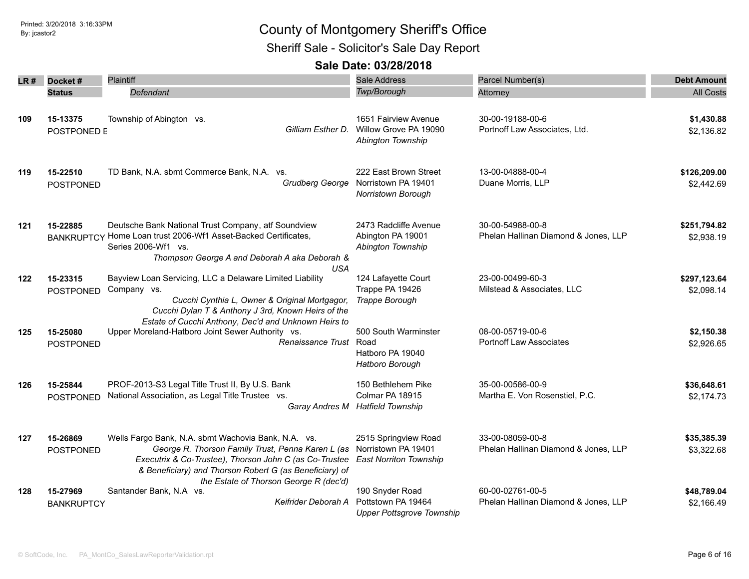Printed: 3/20/2018 3:16:33PM
By: jcastor2

# County of Montgomery Sheriff's Office

## Sheriff Sale - Solicitor's Sale Day Report

### Sale Date: 03/28/2018

| LR # | Docket # / Status | Plaintiff / Defendant | Sale Address / Twp/Borough | Parcel Number(s) / Attorney | Debt Amount / All Costs |
|---|---|---|---|---|---|
| 109 | 15-13375 POSTPONED E | Township of Abington vs. *Gilliam Esther D.* | 1651 Fairview Avenue Willow Grove PA 19090 *Abington Township* | 30-00-19188-00-6 Portnoff Law Associates, Ltd. | **$1,430.88** $2,136.82 |
| 119 | 15-22510 POSTPONED | TD Bank, N.A. sbmt Commerce Bank, N.A. vs. *Grudberg George* | 222 East Brown Street Norristown PA 19401 *Norristown Borough* | 13-00-04888-00-4 Duane Morris, LLP | **$126,209.00** $2,442.69 |
| 121 | 15-22885 BANKRUPTCY | Deutsche Bank National Trust Company, atf Soundview Home Loan trust 2006-Wf1 Asset-Backed Certificates, Series 2006-Wf1 vs. *Thompson George A and Deborah A aka Deborah & USA* | 2473 Radcliffe Avenue Abington PA 19001 *Abington Township* | 30-00-54988-00-8 Phelan Hallinan Diamond & Jones, LLP | **$251,794.82** $2,938.19 |
| 122 | 15-23315 POSTPONED | Bayview Loan Servicing, LLC a Delaware Limited Liability Company vs. *Cucchi Cynthia L, Owner & Original Mortgagor, Cucchi Dylan T & Anthony J 3rd, Known Heirs of the Estate of Cucchi Anthony, Dec'd and Unknown Heirs to* | 124 Lafayette Court Trappe PA 19426 *Trappe Borough* | 23-00-00499-60-3 Milstead & Associates, LLC | **$297,123.64** $2,098.14 |
| 125 | 15-25080 POSTPONED | Upper Moreland-Hatboro Joint Sewer Authority vs. *Renaissance Trust* | 500 South Warminster Road Hatboro PA 19040 *Hatboro Borough* | 08-00-05719-00-6 Portnoff Law Associates | **$2,150.38** $2,926.65 |
| 126 | 15-25844 POSTPONED | PROF-2013-S3 Legal Title Trust II, By U.S. Bank National Association, as Legal Title Trustee vs. *Garay Andres M* | 150 Bethlehem Pike Colmar PA 18915 *Hatfield Township* | 35-00-00586-00-9 Martha E. Von Rosenstiel, P.C. | **$36,648.61** $2,174.73 |
| 127 | 15-26869 POSTPONED | Wells Fargo Bank, N.A. sbmt Wachovia Bank, N.A. vs. *George R. Thorson Family Trust, Penna Karen L (as Executrix & Co-Trustee), Thorson John C (as Co-Trustee & Beneficiary) and Thorson Robert G (as Beneficiary) of the Estate of Thorson George R (dec'd)* | 2515 Springview Road Norristown PA 19401 *East Norriton Township* | 33-00-08059-00-8 Phelan Hallinan Diamond & Jones, LLP | **$35,385.39** $3,322.68 |
| 128 | 15-27969 BANKRUPTCY | Santander Bank, N.A vs. *Keifrider Deborah A* | 190 Snyder Road Pottstown PA 19464 *Upper Pottsgrove Township* | 60-00-02761-00-5 Phelan Hallinan Diamond & Jones, LLP | **$48,789.04** $2,166.49 |

© SoftCode, Inc. PA_MontCo_SalesLawReporterValidation.rpt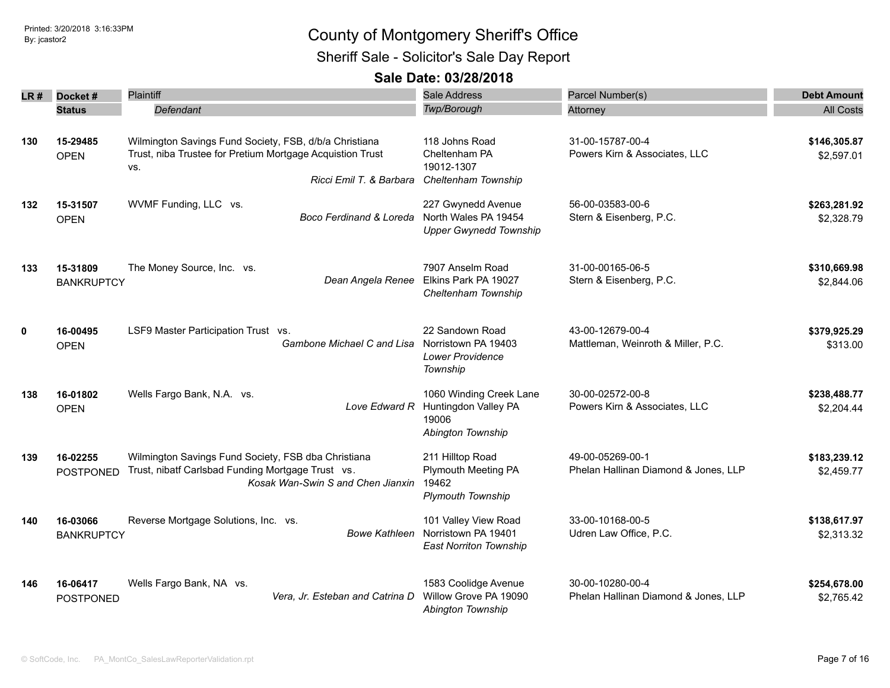# County of Montgomery Sheriff's Office

## Sheriff Sale - Solicitor's Sale Day Report

### Sale Date: 03/28/2018

| LR # | Docket # / Status | Plaintiff / *Defendant* | Sale Address / *Twp/Borough* | Parcel Number(s) / Attorney | Debt Amount / All Costs |
|---|---|---|---|---|---|
| 130 | 15-29485 OPEN | Wilmington Savings Fund Society, FSB, d/b/a Christiana Trust, niba Trustee for Pretium Mortgage Acquistion Trust vs. *Ricci Emil T. & Barbara* | 118 Johns Road Cheltenham PA 19012-1307 *Cheltenham Township* | 31-00-15787-00-4 Powers Kirn & Associates, LLC | **$146,305.87** $2,597.01 |
| 132 | 15-31507 OPEN | WVMF Funding, LLC vs. *Boco Ferdinand & Loreda* | 227 Gwynedd Avenue North Wales PA 19454 *Upper Gwynedd Township* | 56-00-03583-00-6 Stern & Eisenberg, P.C. | **$263,281.92** $2,328.79 |
| 133 | 15-31809 BANKRUPTCY | The Money Source, Inc. vs. *Dean Angela Renee* | 7907 Anselm Road Elkins Park PA 19027 *Cheltenham Township* | 31-00-00165-06-5 Stern & Eisenberg, P.C. | **$310,669.98** $2,844.06 |
| 0 | 16-00495 OPEN | LSF9 Master Participation Trust vs. *Gambone Michael C and Lisa* | 22 Sandown Road Norristown PA 19403 *Lower Providence Township* | 43-00-12679-00-4 Mattleman, Weinroth & Miller, P.C. | **$379,925.29** $313.00 |
| 138 | 16-01802 OPEN | Wells Fargo Bank, N.A. vs. *Love Edward R* | 1060 Winding Creek Lane Huntingdon Valley PA 19006 *Abington Township* | 30-00-02572-00-8 Powers Kirn & Associates, LLC | **$238,488.77** $2,204.44 |
| 139 | 16-02255 POSTPONED | Wilmington Savings Fund Society, FSB dba Christiana Trust, nibatf Carlsbad Funding Mortgage Trust vs. *Kosak Wan-Swin S and Chen Jianxin* | 211 Hilltop Road Plymouth Meeting PA 19462 *Plymouth Township* | 49-00-05269-00-1 Phelan Hallinan Diamond & Jones, LLP | **$183,239.12** $2,459.77 |
| 140 | 16-03066 BANKRUPTCY | Reverse Mortgage Solutions, Inc. vs. *Bowe Kathleen* | 101 Valley View Road Norristown PA 19401 *East Norriton Township* | 33-00-10168-00-5 Udren Law Office, P.C. | **$138,617.97** $2,313.32 |
| 146 | 16-06417 POSTPONED | Wells Fargo Bank, NA vs. *Vera, Jr. Esteban and Catrina D* | 1583 Coolidge Avenue Willow Grove PA 19090 *Abington Township* | 30-00-10280-00-4 Phelan Hallinan Diamond & Jones, LLP | **$254,678.00** $2,765.42 |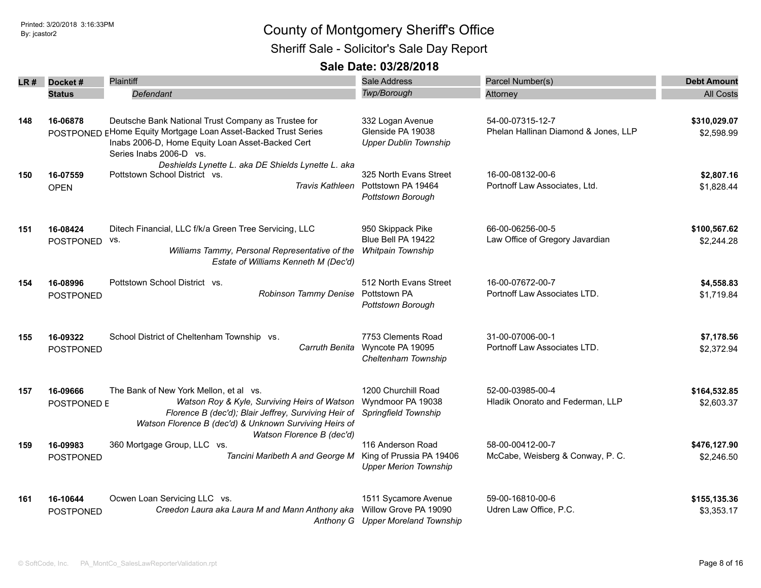# County of Montgomery Sheriff's Office

## Sheriff Sale - Solicitor's Sale Day Report

### Sale Date: 03/28/2018

| LR # | Docket # / Status | Plaintiff / Defendant | Sale Address / Twp/Borough | Parcel Number(s) / Attorney | Debt Amount / All Costs |
|---|---|---|---|---|---|
| 148 | 16-06878<br>POSTPONED E | Deutsche Bank National Trust Company as Trustee for Home Equity Mortgage Loan Asset-Backed Trust Series Inabs 2006-D, Home Equity Loan Asset-Backed Cert Series Inabs 2006-D vs.<br>*Deshields Lynette L. aka DE Shields Lynette L. aka* | 332 Logan Avenue<br>Glenside PA 19038<br>*Upper Dublin Township* | 54-00-07315-12-7<br>Phelan Hallinan Diamond & Jones, LLP | **$310,029.07**<br>$2,598.99 |
| 150 | 16-07559<br>OPEN | Pottstown School District vs.<br>*Travis Kathleen* | 325 North Evans Street<br>Pottstown PA 19464<br>*Pottstown Borough* | 16-00-08132-00-6<br>Portnoff Law Associates, Ltd. | **$2,807.16**<br>$1,828.44 |
| 151 | 16-08424<br>POSTPONED | Ditech Financial, LLC f/k/a Green Tree Servicing, LLC vs.<br>*Williams Tammy, Personal Representative of the Estate of Williams Kenneth M (Dec'd)* | 950 Skippack Pike<br>Blue Bell PA 19422<br>*Whitpain Township* | 66-00-06256-00-5<br>Law Office of Gregory Javardian | **$100,567.62**<br>$2,244.28 |
| 154 | 16-08996<br>POSTPONED | Pottstown School District vs.<br>*Robinson Tammy Denise* | 512 North Evans Street<br>Pottstown PA<br>*Pottstown Borough* | 16-00-07672-00-7<br>Portnoff Law Associates LTD. | **$4,558.83**<br>$1,719.84 |
| 155 | 16-09322<br>POSTPONED | School District of Cheltenham Township vs.<br>*Carruth Benita* | 7753 Clements Road<br>Wyncote PA 19095<br>*Cheltenham Township* | 31-00-07006-00-1<br>Portnoff Law Associates LTD. | **$7,178.56**<br>$2,372.94 |
| 157 | 16-09666<br>POSTPONED E | The Bank of New York Mellon, et al vs.<br>*Watson Roy & Kyle, Surviving Heirs of Watson Florence B (dec'd); Blair Jeffrey, Surviving Heir of Watson Florence B (dec'd) & Unknown Surviving Heirs of Watson Florence B (dec'd)* | 1200 Churchill Road<br>Wyndmoor PA 19038<br>*Springfield Township* | 52-00-03985-00-4<br>Hladik Onorato and Federman, LLP | **$164,532.85**<br>$2,603.37 |
| 159 | 16-09983<br>POSTPONED | 360 Mortgage Group, LLC vs.<br>*Tancini Maribeth A and George M* | 116 Anderson Road<br>King of Prussia PA 19406<br>*Upper Merion Township* | 58-00-00412-00-7<br>McCabe, Weisberg & Conway, P. C. | **$476,127.90**<br>$2,246.50 |
| 161 | 16-10644<br>POSTPONED | Ocwen Loan Servicing LLC vs.<br>*Creedon Laura aka Laura M and Mann Anthony aka Anthony G* | 1511 Sycamore Avenue<br>Willow Grove PA 19090<br>*Upper Moreland Township* | 59-00-16810-00-6<br>Udren Law Office, P.C. | **$155,135.36**<br>$3,353.17 |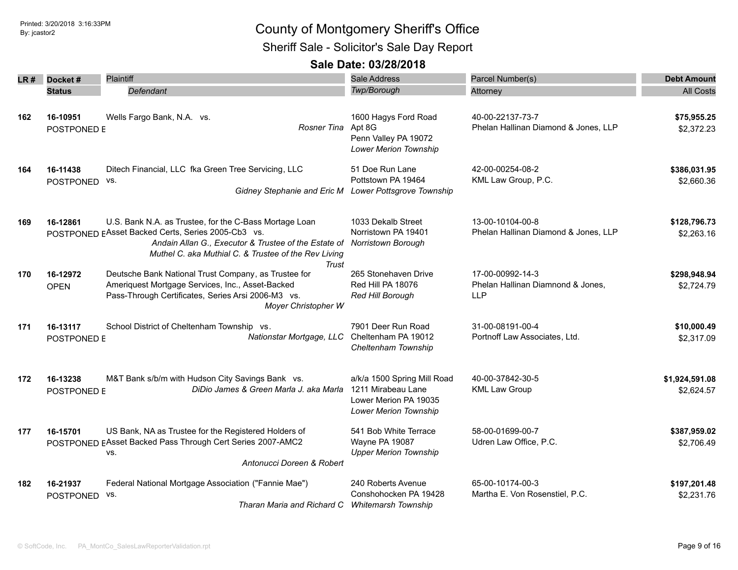# County of Montgomery Sheriff's Office

## Sheriff Sale - Solicitor's Sale Day Report

### Sale Date: 03/28/2018

| LR # | Docket # / Status | Plaintiff / *Defendant* | Sale Address / *Twp/Borough* | Parcel Number(s) / Attorney | Debt Amount / All Costs |
|---|---|---|---|---|---|
| 162 | **16-10951** POSTPONED E | Wells Fargo Bank, N.A. vs. *Rosner Tina* | 1600 Hagys Ford Road Apt 8G Penn Valley PA 19072 *Lower Merion Township* | 40-00-22137-73-7 Phelan Hallinan Diamond & Jones, LLP | **$75,955.25** $2,372.23 |
| 164 | **16-11438** POSTPONED | Ditech Financial, LLC fka Green Tree Servicing, LLC vs. *Gidney Stephanie and Eric M* | 51 Doe Run Lane Pottstown PA 19464 *Lower Pottsgrove Township* | 42-00-00254-08-2 KML Law Group, P.C. | **$386,031.95** $2,660.36 |
| 169 | **16-12861** POSTPONED E | U.S. Bank N.A. as Trustee, for the C-Bass Mortage Loan Asset Backed Certs, Series 2005-Cb3 vs. *Andain Allan G., Executor & Trustee of the Estate of Muthel C. aka Muthial C. & Trustee of the Rev Living Trust* | 1033 Dekalb Street Norristown PA 19401 *Norristown Borough* | 13-00-10104-00-8 Phelan Hallinan Diamond & Jones, LLP | **$128,796.73** $2,263.16 |
| 170 | **16-12972** OPEN | Deutsche Bank National Trust Company, as Trustee for Ameriquest Mortgage Services, Inc., Asset-Backed Pass-Through Certificates, Series Arsi 2006-M3 vs. *Moyer Christopher W* | 265 Stonehaven Drive Red Hill PA 18076 *Red Hill Borough* | 17-00-00992-14-3 Phelan Hallinan Diamnond & Jones, LLP | **$298,948.94** $2,724.79 |
| 171 | **16-13117** POSTPONED E | School District of Cheltenham Township vs. *Nationstar Mortgage, LLC* | 7901 Deer Run Road Cheltenham PA 19012 *Cheltenham Township* | 31-00-08191-00-4 Portnoff Law Associates, Ltd. | **$10,000.49** $2,317.09 |
| 172 | **16-13238** POSTPONED E | M&T Bank s/b/m with Hudson City Savings Bank vs. *DiDio James & Green Marla J. aka Marla* | a/k/a 1500 Spring Mill Road 1211 Mirabeau Lane Lower Merion PA 19035 *Lower Merion Township* | 40-00-37842-30-5 KML Law Group | **$1,924,591.08** $2,624.57 |
| 177 | **16-15701** POSTPONED E | US Bank, NA as Trustee for the Registered Holders of Asset Backed Pass Through Cert Series 2007-AMC2 vs. *Antonucci Doreen & Robert* | 541 Bob White Terrace Wayne PA 19087 *Upper Merion Township* | 58-00-01699-00-7 Udren Law Office, P.C. | **$387,959.02** $2,706.49 |
| 182 | **16-21937** POSTPONED | Federal National Mortgage Association ("Fannie Mae") vs. *Tharan Maria and Richard C* | 240 Roberts Avenue Conshohocken PA 19428 *Whitemarsh Township* | 65-00-10174-00-3 Martha E. Von Rosenstiel, P.C. | **$197,201.48** $2,231.76 |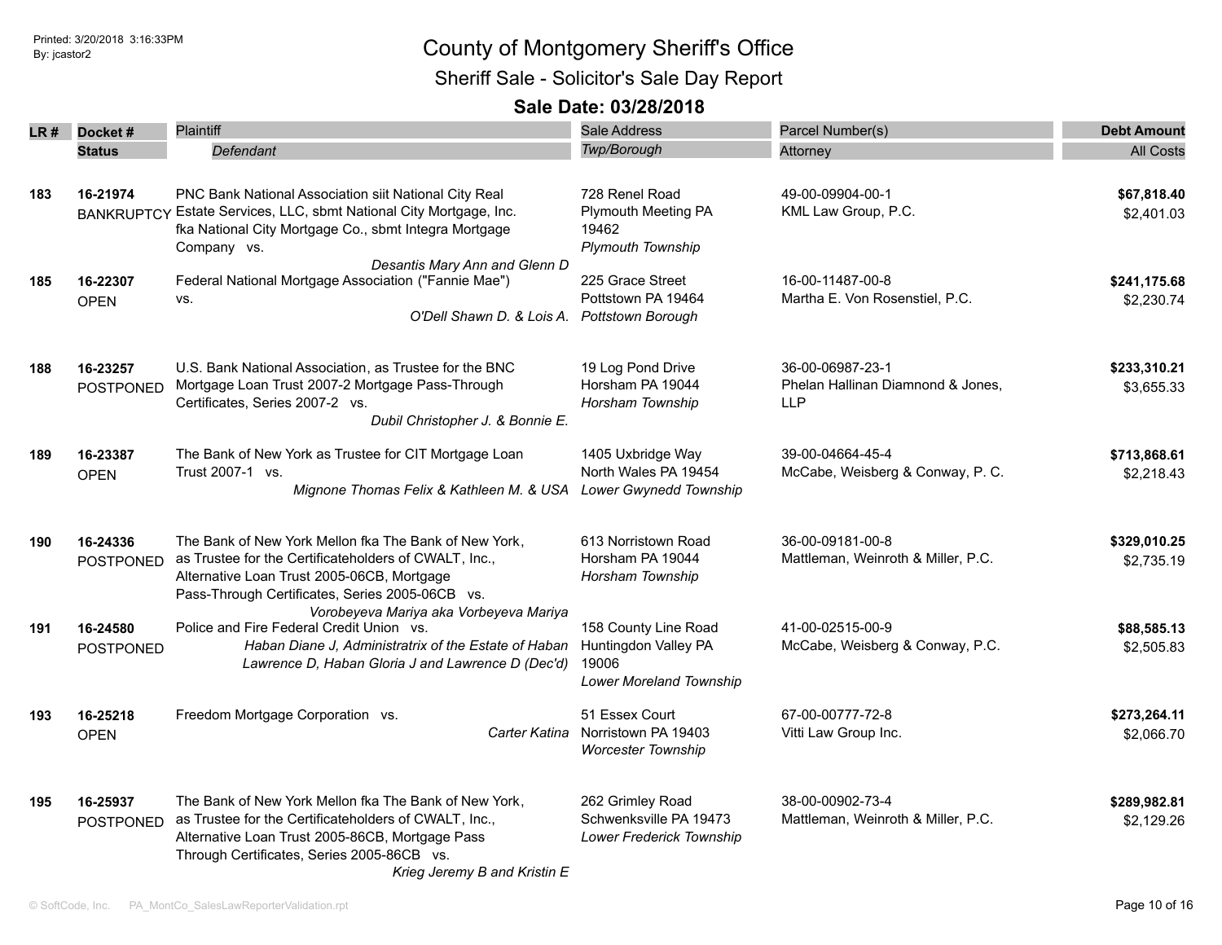# County of Montgomery Sheriff's Office

## Sheriff Sale - Solicitor's Sale Day Report

### Sale Date: 03/28/2018

| LR # | Docket # / Status | Plaintiff / *Defendant* | Sale Address / *Twp/Borough* | Parcel Number(s) / Attorney | Debt Amount / All Costs |
|---|---|---|---|---|---|
| 183 | **16-21974** BANKRUPTCY | PNC Bank National Association siit National City Real Estate Services, LLC, sbmt National City Mortgage, Inc. fka National City Mortgage Co., sbmt Integra Mortgage Company vs. *Desantis Mary Ann and Glenn D* | 728 Renel Road Plymouth Meeting PA 19462 *Plymouth Township* | 49-00-09904-00-1 KML Law Group, P.C. | **$67,818.40** $2,401.03 |
| 185 | **16-22307** OPEN | Federal National Mortgage Association ("Fannie Mae") vs. *O'Dell Shawn D. & Lois A.* | 225 Grace Street Pottstown PA 19464 *Pottstown Borough* | 16-00-11487-00-8 Martha E. Von Rosenstiel, P.C. | **$241,175.68** $2,230.74 |
| 188 | **16-23257** POSTPONED | U.S. Bank National Association, as Trustee for the BNC Mortgage Loan Trust 2007-2 Mortgage Pass-Through Certificates, Series 2007-2 vs. *Dubil Christopher J. & Bonnie E.* | 19 Log Pond Drive Horsham PA 19044 *Horsham Township* | 36-00-06987-23-1 Phelan Hallinan Diamnond & Jones, LLP | **$233,310.21** $3,655.33 |
| 189 | **16-23387** OPEN | The Bank of New York as Trustee for CIT Mortgage Loan Trust 2007-1 vs. *Mignone Thomas Felix & Kathleen M. & USA* | 1405 Uxbridge Way North Wales PA 19454 *Lower Gwynedd Township* | 39-00-04664-45-4 McCabe, Weisberg & Conway, P. C. | **$713,868.61** $2,218.43 |
| 190 | **16-24336** POSTPONED | The Bank of New York Mellon fka The Bank of New York, as Trustee for the Certificateholders of CWALT, Inc., Alternative Loan Trust 2005-06CB, Mortgage Pass-Through Certificates, Series 2005-06CB vs. *Vorobeyeva Mariya aka Vorbeyeva Mariya* | 613 Norristown Road Horsham PA 19044 *Horsham Township* | 36-00-09181-00-8 Mattleman, Weinroth & Miller, P.C. | **$329,010.25** $2,735.19 |
| 191 | **16-24580** POSTPONED | Police and Fire Federal Credit Union vs. *Haban Diane J, Administratrix of the Estate of Haban Lawrence D, Haban Gloria J and Lawrence D (Dec'd)* | 158 County Line Road Huntingdon Valley PA 19006 *Lower Moreland Township* | 41-00-02515-00-9 McCabe, Weisberg & Conway, P.C. | **$88,585.13** $2,505.83 |
| 193 | **16-25218** OPEN | Freedom Mortgage Corporation vs. *Carter Katina* | 51 Essex Court Norristown PA 19403 *Worcester Township* | 67-00-00777-72-8 Vitti Law Group Inc. | **$273,264.11** $2,066.70 |
| 195 | **16-25937** POSTPONED | The Bank of New York Mellon fka The Bank of New York, as Trustee for the Certificateholders of CWALT, Inc., Alternative Loan Trust 2005-86CB, Mortgage Pass Through Certificates, Series 2005-86CB vs. *Krieg Jeremy B and Kristin E* | 262 Grimley Road Schwenksville PA 19473 *Lower Frederick Township* | 38-00-00902-73-4 Mattleman, Weinroth & Miller, P.C. | **$289,982.81** $2,129.26 |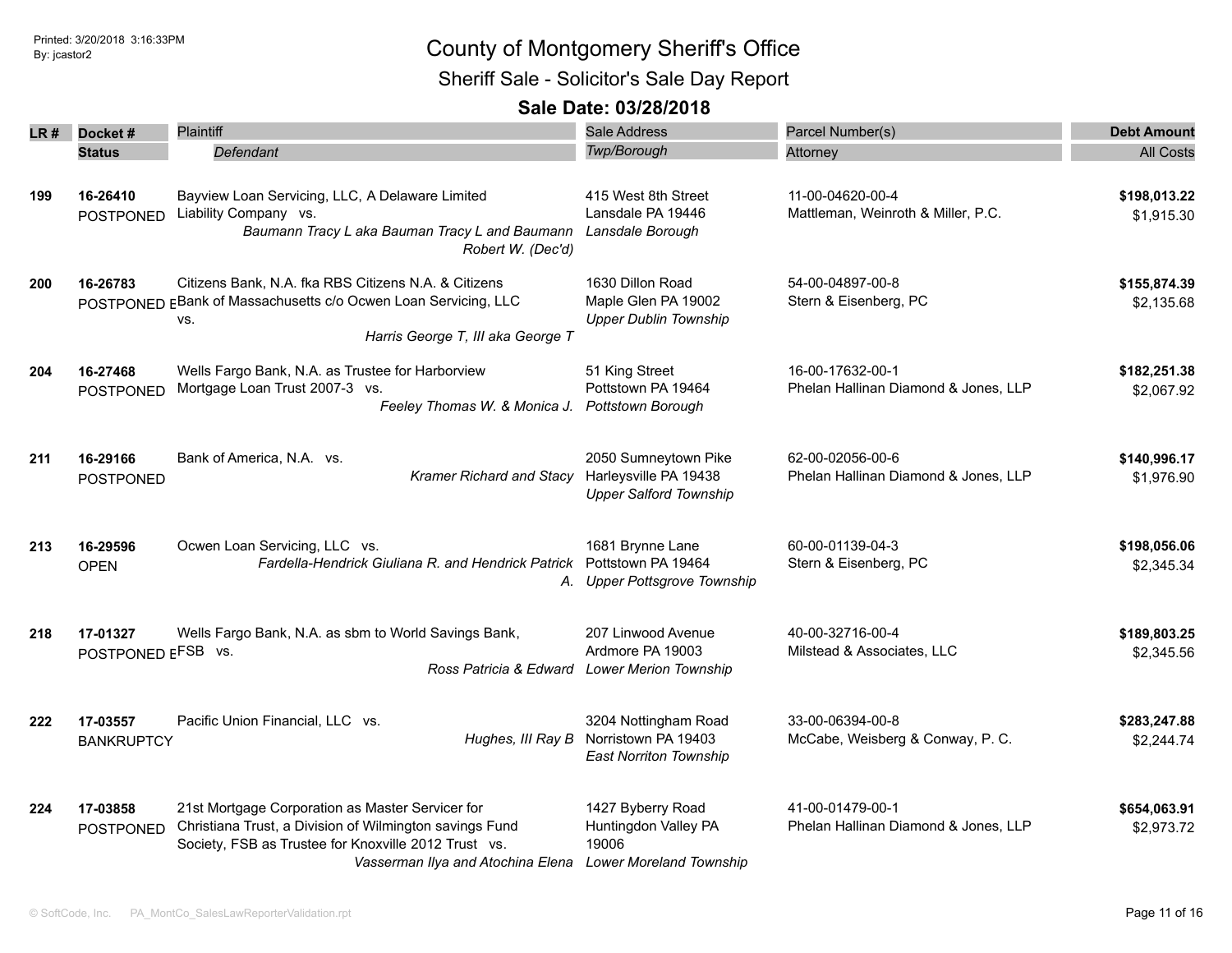# County of Montgomery Sheriff's Office

## Sheriff Sale - Solicitor's Sale Day Report

### Sale Date: 03/28/2018

| LR # | Docket # / Status | Plaintiff / Defendant | Sale Address / Twp/Borough | Parcel Number(s) / Attorney | Debt Amount / All Costs |
|---|---|---|---|---|---|
| 199 | 16-26410<br>POSTPONED | Bayview Loan Servicing, LLC, A Delaware Limited Liability Company vs.<br>*Baumann Tracy L aka Bauman Tracy L and Baumann Robert W. (Dec'd)* | 415 West 8th Street<br>Lansdale PA 19446<br>*Lansdale Borough* | 11-00-04620-00-4<br>Mattleman, Weinroth & Miller, P.C. | **$198,013.22**<br>$1,915.30 |
| 200 | 16-26783<br>POSTPONED E | Citizens Bank, N.A. fka RBS Citizens N.A. & Citizens Bank of Massachusetts c/o Ocwen Loan Servicing, LLC vs.<br>*Harris George T, III aka George T* | 1630 Dillon Road<br>Maple Glen PA 19002<br>*Upper Dublin Township* | 54-00-04897-00-8<br>Stern & Eisenberg, PC | **$155,874.39**<br>$2,135.68 |
| 204 | 16-27468<br>POSTPONED | Wells Fargo Bank, N.A. as Trustee for Harborview Mortgage Loan Trust 2007-3 vs.<br>*Feeley Thomas W. & Monica J.* | 51 King Street<br>Pottstown PA 19464<br>*Pottstown Borough* | 16-00-17632-00-1<br>Phelan Hallinan Diamond & Jones, LLP | **$182,251.38**<br>$2,067.92 |
| 211 | 16-29166<br>POSTPONED | Bank of America, N.A. vs.<br>*Kramer Richard and Stacy* | 2050 Sumneytown Pike<br>Harleysville PA 19438<br>*Upper Salford Township* | 62-00-02056-00-6<br>Phelan Hallinan Diamond & Jones, LLP | **$140,996.17**<br>$1,976.90 |
| 213 | 16-29596<br>OPEN | Ocwen Loan Servicing, LLC vs.<br>*Fardella-Hendrick Giuliana R. and Hendrick Patrick A.* | 1681 Brynne Lane<br>Pottstown PA 19464<br>*Upper Pottsgrove Township* | 60-00-01139-04-3<br>Stern & Eisenberg, PC | **$198,056.06**<br>$2,345.34 |
| 218 | 17-01327<br>POSTPONED E | Wells Fargo Bank, N.A. as sbm to World Savings Bank, FSB vs.<br>*Ross Patricia & Edward* | 207 Linwood Avenue<br>Ardmore PA 19003<br>*Lower Merion Township* | 40-00-32716-00-4<br>Milstead & Associates, LLC | **$189,803.25**<br>$2,345.56 |
| 222 | 17-03557<br>BANKRUPTCY | Pacific Union Financial, LLC vs.<br>*Hughes, III Ray B* | 3204 Nottingham Road<br>Norristown PA 19403<br>*East Norriton Township* | 33-00-06394-00-8<br>McCabe, Weisberg & Conway, P. C. | **$283,247.88**<br>$2,244.74 |
| 224 | 17-03858<br>POSTPONED | 21st Mortgage Corporation as Master Servicer for Christiana Trust, a Division of Wilmington savings Fund Society, FSB as Trustee for Knoxville 2012 Trust vs.<br>*Vasserman Ilya and Atochina Elena* | 1427 Byberry Road<br>Huntingdon Valley PA 19006<br>*Lower Moreland Township* | 41-00-01479-00-1<br>Phelan Hallinan Diamond & Jones, LLP | **$654,063.91**<br>$2,973.72 |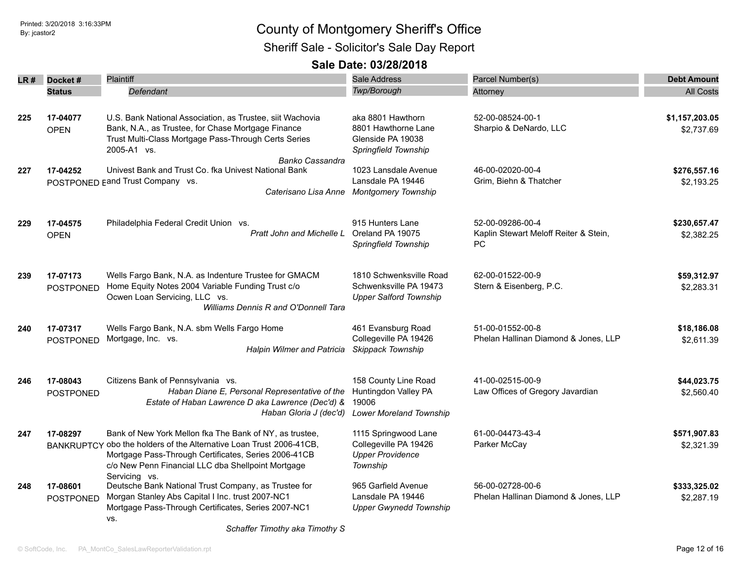# County of Montgomery Sheriff's Office

## Sheriff Sale - Solicitor's Sale Day Report

### Sale Date: 03/28/2018

| LR # | Docket # / Status | Plaintiff / *Defendant* | Sale Address / *Twp/Borough* | Parcel Number(s) / Attorney | Debt Amount / All Costs |
|---|---|---|---|---|---|
| 225 | 17-04077<br>OPEN | U.S. Bank National Association, as Trustee, siit Wachovia Bank, N.A., as Trustee, for Chase Mortgage Finance Trust Multi-Class Mortgage Pass-Through Certs Series 2005-A1 vs.<br>*Banko Cassandra* | aka 8801 Hawthorn<br>8801 Hawthorne Lane<br>Glenside PA 19038<br>*Springfield Township* | 52-00-08524-00-1<br>Sharpio & DeNardo, LLC | **$1,157,203.05**<br>$2,737.69 |
| 227 | 17-04252<br>POSTPONED | Univest Bank and Trust Co. fka Univest National Bank and Trust Company vs.<br>*Caterisano Lisa Anne* | 1023 Lansdale Avenue<br>Lansdale PA 19446<br>*Montgomery Township* | 46-00-02020-00-4<br>Grim, Biehn & Thatcher | **$276,557.16**<br>$2,193.25 |
| 229 | 17-04575<br>OPEN | Philadelphia Federal Credit Union vs.<br>*Pratt John and Michelle L* | 915 Hunters Lane<br>Oreland PA 19075<br>*Springfield Township* | 52-00-09286-00-4<br>Kaplin Stewart Meloff Reiter & Stein, PC | **$230,657.47**<br>$2,382.25 |
| 239 | 17-07173<br>POSTPONED | Wells Fargo Bank, N.A. as Indenture Trustee for GMACM Home Equity Notes 2004 Variable Funding Trust c/o Ocwen Loan Servicing, LLC vs.<br>*Williams Dennis R and O'Donnell Tara* | 1810 Schwenksville Road<br>Schwenksville PA 19473<br>*Upper Salford Township* | 62-00-01522-00-9<br>Stern & Eisenberg, P.C. | **$59,312.97**<br>$2,283.31 |
| 240 | 17-07317<br>POSTPONED | Wells Fargo Bank, N.A. sbm Wells Fargo Home Mortgage, Inc. vs.<br>*Halpin Wilmer and Patricia* | 461 Evansburg Road<br>Collegeville PA 19426<br>*Skippack Township* | 51-00-01552-00-8<br>Phelan Hallinan Diamond & Jones, LLP | **$18,186.08**<br>$2,611.39 |
| 246 | 17-08043<br>POSTPONED | Citizens Bank of Pennsylvania vs.<br>*Haban Diane E, Personal Representative of the Estate of Haban Lawrence D aka Lawrence (Dec'd) & Haban Gloria J (dec'd)* | 158 County Line Road<br>Huntingdon Valley PA 19006<br>*Lower Moreland Township* | 41-00-02515-00-9<br>Law Offices of Gregory Javardian | **$44,023.75**<br>$2,560.40 |
| 247 | 17-08297<br>BANKRUPTCY | Bank of New York Mellon fka The Bank of NY, as trustee, obo the holders of the Alternative Loan Trust 2006-41CB, Mortgage Pass-Through Certificates, Series 2006-41CB c/o New Penn Financial LLC dba Shellpoint Mortgage Servicing vs. | 1115 Springwood Lane<br>Collegeville PA 19426<br>*Upper Providence Township* | 61-00-04473-43-4<br>Parker McCay | **$571,907.83**<br>$2,321.39 |
| 248 | 17-08601<br>POSTPONED | Deutsche Bank National Trust Company, as Trustee for Morgan Stanley Abs Capital I Inc. trust 2007-NC1 Mortgage Pass-Through Certificates, Series 2007-NC1 vs.<br>*Schaffer Timothy aka Timothy S* | 965 Garfield Avenue<br>Lansdale PA 19446<br>*Upper Gwynedd Township* | 56-00-02728-00-6<br>Phelan Hallinan Diamond & Jones, LLP | **$333,325.02**<br>$2,287.19 |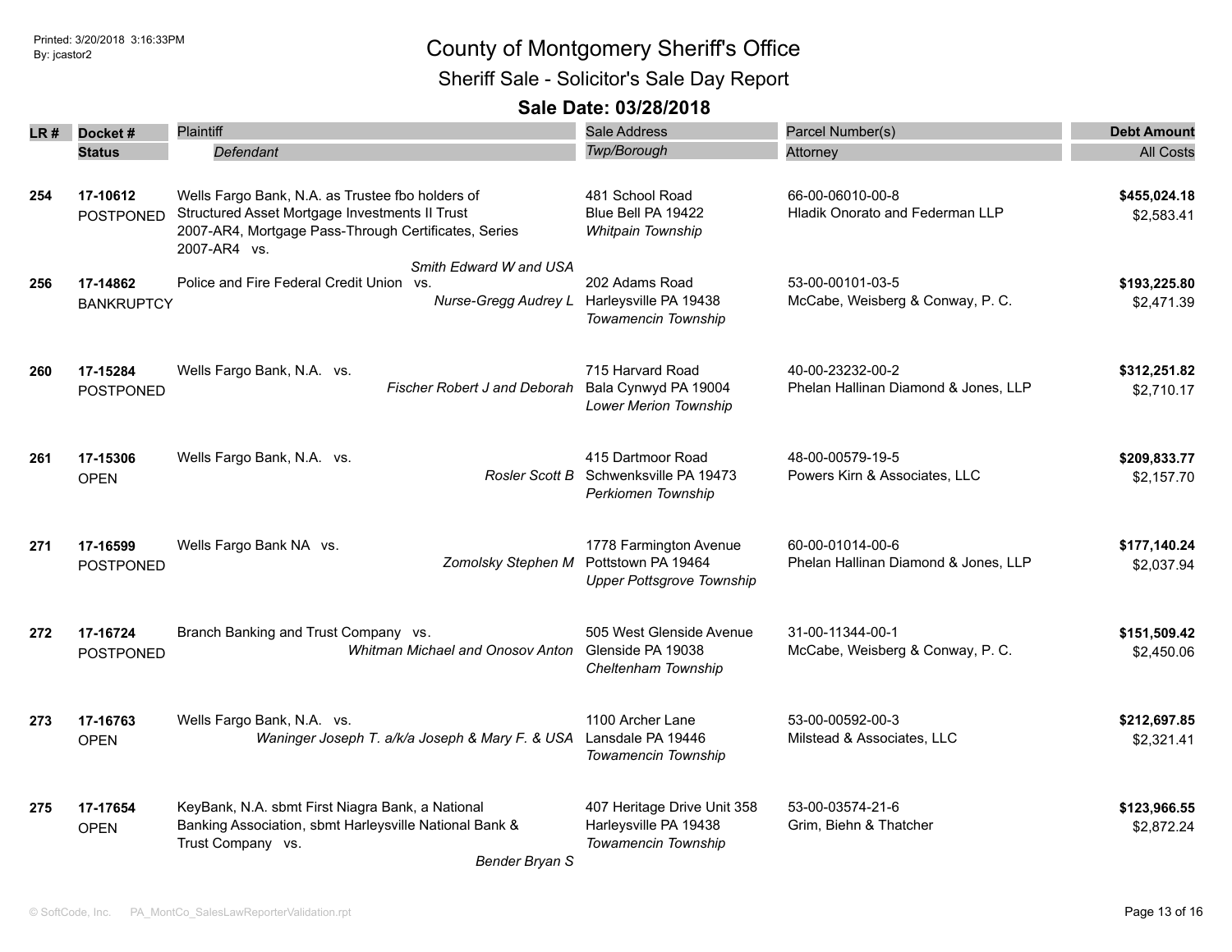# County of Montgomery Sheriff's Office

## Sheriff Sale - Solicitor's Sale Day Report

### Sale Date: 03/28/2018

| LR # | Docket # / Status | Plaintiff / *Defendant* | Sale Address / *Twp/Borough* | Parcel Number(s) / Attorney | Debt Amount / All Costs |
|---|---|---|---|---|---|
| 254 | **17-10612** POSTPONED | Wells Fargo Bank, N.A. as Trustee fbo holders of Structured Asset Mortgage Investments II Trust 2007-AR4, Mortgage Pass-Through Certificates, Series 2007-AR4 vs. *Smith Edward W and USA* | 481 School Road Blue Bell PA 19422 *Whitpain Township* | 66-00-06010-00-8 Hladik Onorato and Federman LLP | **$455,024.18** $2,583.41 |
| 256 | **17-14862** BANKRUPTCY | Police and Fire Federal Credit Union vs. *Nurse-Gregg Audrey L* | 202 Adams Road Harleysville PA 19438 *Towamencin Township* | 53-00-00101-03-5 McCabe, Weisberg & Conway, P. C. | **$193,225.80** $2,471.39 |
| 260 | **17-15284** POSTPONED | Wells Fargo Bank, N.A. vs. *Fischer Robert J and Deborah* | 715 Harvard Road Bala Cynwyd PA 19004 *Lower Merion Township* | 40-00-23232-00-2 Phelan Hallinan Diamond & Jones, LLP | **$312,251.82** $2,710.17 |
| 261 | **17-15306** OPEN | Wells Fargo Bank, N.A. vs. *Rosler Scott B* | 415 Dartmoor Road Schwenksville PA 19473 *Perkiomen Township* | 48-00-00579-19-5 Powers Kirn & Associates, LLC | **$209,833.77** $2,157.70 |
| 271 | **17-16599** POSTPONED | Wells Fargo Bank NA vs. *Zomolsky Stephen M* | 1778 Farmington Avenue Pottstown PA 19464 *Upper Pottsgrove Township* | 60-00-01014-00-6 Phelan Hallinan Diamond & Jones, LLP | **$177,140.24** $2,037.94 |
| 272 | **17-16724** POSTPONED | Branch Banking and Trust Company vs. *Whitman Michael and Onosov Anton* | 505 West Glenside Avenue Glenside PA 19038 *Cheltenham Township* | 31-00-11344-00-1 McCabe, Weisberg & Conway, P. C. | **$151,509.42** $2,450.06 |
| 273 | **17-16763** OPEN | Wells Fargo Bank, N.A. vs. *Waninger Joseph T. a/k/a Joseph & Mary F. & USA* | 1100 Archer Lane Lansdale PA 19446 *Towamencin Township* | 53-00-00592-00-3 Milstead & Associates, LLC | **$212,697.85** $2,321.41 |
| 275 | **17-17654** OPEN | KeyBank, N.A. sbmt First Niagra Bank, a National Banking Association, sbmt Harleysville National Bank & Trust Company vs. *Bender Bryan S* | 407 Heritage Drive Unit 358 Harleysville PA 19438 *Towamencin Township* | 53-00-03574-21-6 Grim, Biehn & Thatcher | **$123,966.55** $2,872.24 |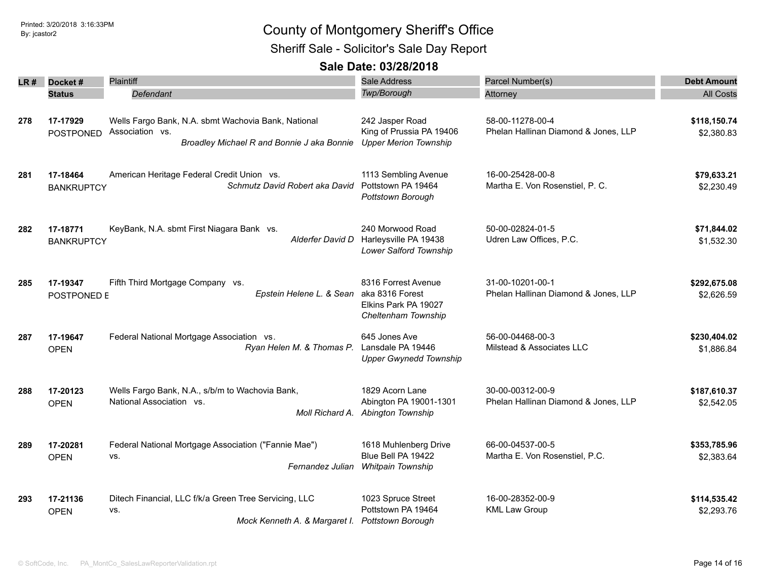# County of Montgomery Sheriff's Office

## Sheriff Sale - Solicitor's Sale Day Report

### Sale Date: 03/28/2018

| LR # | Docket # / Status | Plaintiff / Defendant | Sale Address / Twp/Borough | Parcel Number(s) / Attorney | Debt Amount / All Costs |
|---|---|---|---|---|---|
| 278 | **17-17929** POSTPONED | Wells Fargo Bank, N.A. sbmt Wachovia Bank, National Association vs. *Broadley Michael R and Bonnie J aka Bonnie* | 242 Jasper Road King of Prussia PA 19406 *Upper Merion Township* | 58-00-11278-00-4 Phelan Hallinan Diamond & Jones, LLP | **$118,150.74** $2,380.83 |
| 281 | **17-18464** BANKRUPTCY | American Heritage Federal Credit Union vs. *Schmutz David Robert aka David* | 1113 Sembling Avenue Pottstown PA 19464 *Pottstown Borough* | 16-00-25428-00-8 Martha E. Von Rosenstiel, P. C. | **$79,633.21** $2,230.49 |
| 282 | **17-18771** BANKRUPTCY | KeyBank, N.A. sbmt First Niagara Bank vs. *Alderfer David D* | 240 Morwood Road Harleysville PA 19438 *Lower Salford Township* | 50-00-02824-01-5 Udren Law Offices, P.C. | **$71,844.02** $1,532.30 |
| 285 | **17-19347** POSTPONED E | Fifth Third Mortgage Company vs. *Epstein Helene L. & Sean* | 8316 Forrest Avenue aka 8316 Forest Elkins Park PA 19027 *Cheltenham Township* | 31-00-10201-00-1 Phelan Hallinan Diamond & Jones, LLP | **$292,675.08** $2,626.59 |
| 287 | **17-19647** OPEN | Federal National Mortgage Association vs. *Ryan Helen M. & Thomas P.* | 645 Jones Ave Lansdale PA 19446 *Upper Gwynedd Township* | 56-00-04468-00-3 Milstead & Associates LLC | **$230,404.02** $1,886.84 |
| 288 | **17-20123** OPEN | Wells Fargo Bank, N.A., s/b/m to Wachovia Bank, National Association vs. *Moll Richard A.* | 1829 Acorn Lane Abington PA 19001-1301 *Abington Township* | 30-00-00312-00-9 Phelan Hallinan Diamond & Jones, LLP | **$187,610.37** $2,542.05 |
| 289 | **17-20281** OPEN | Federal National Mortgage Association ("Fannie Mae") vs. *Fernandez Julian* | 1618 Muhlenberg Drive Blue Bell PA 19422 *Whitpain Township* | 66-00-04537-00-5 Martha E. Von Rosenstiel, P.C. | **$353,785.96** $2,383.64 |
| 293 | **17-21136** OPEN | Ditech Financial, LLC f/k/a Green Tree Servicing, LLC vs. *Mock Kenneth A. & Margaret I.* | 1023 Spruce Street Pottstown PA 19464 *Pottstown Borough* | 16-00-28352-00-9 KML Law Group | **$114,535.42** $2,293.76 |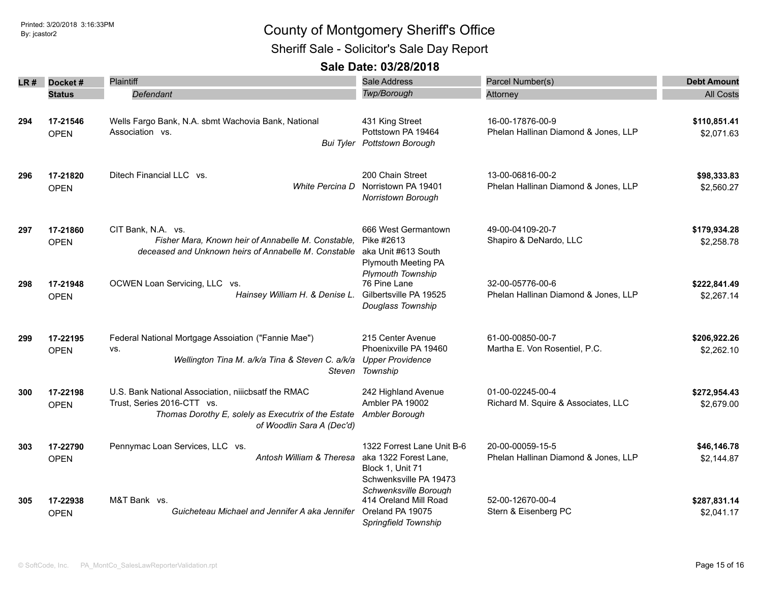# County of Montgomery Sheriff's Office

## Sheriff Sale - Solicitor's Sale Day Report

### Sale Date: 03/28/2018

| LR # | Docket # / Status | Plaintiff / Defendant | Sale Address / Twp/Borough | Parcel Number(s) / Attorney | Debt Amount / All Costs |
|---|---|---|---|---|---|
| 294 | 17-21546 OPEN | Wells Fargo Bank, N.A. sbmt Wachovia Bank, National Association vs. *Bui Tyler* | 431 King Street Pottstown PA 19464 *Pottstown Borough* | 16-00-17876-00-9 Phelan Hallinan Diamond & Jones, LLP | **$110,851.41** $2,071.63 |
| 296 | 17-21820 OPEN | Ditech Financial LLC vs. *White Percina D* | 200 Chain Street Norristown PA 19401 *Norristown Borough* | 13-00-06816-00-2 Phelan Hallinan Diamond & Jones, LLP | **$98,333.83** $2,560.27 |
| 297 | 17-21860 OPEN | CIT Bank, N.A. vs. *Fisher Mara, Known heir of Annabelle M. Constable, deceased and Unknown heirs of Annabelle M. Constable* | 666 West Germantown Pike #2613 aka Unit #613 South Plymouth Meeting PA *Plymouth Township* | 49-00-04109-20-7 Shapiro & DeNardo, LLC | **$179,934.28** $2,258.78 |
| 298 | 17-21948 OPEN | OCWEN Loan Servicing, LLC vs. *Hainsey William H. & Denise L.* | 76 Pine Lane Gilbertsville PA 19525 *Douglass Township* | 32-00-05776-00-6 Phelan Hallinan Diamond & Jones, LLP | **$222,841.49** $2,267.14 |
| 299 | 17-22195 OPEN | Federal National Mortgage Assoiation ("Fannie Mae") vs. *Wellington Tina M. a/k/a Tina & Steven C. a/k/a Steven* | 215 Center Avenue Phoenixville PA 19460 *Upper Providence Township* | 61-00-00850-00-7 Martha E. Von Rosentiel, P.C. | **$206,922.26** $2,262.10 |
| 300 | 17-22198 OPEN | U.S. Bank National Association, niiicbsatf the RMAC Trust, Series 2016-CTT vs. *Thomas Dorothy E, solely as Executrix of the Estate of Woodlin Sara A (Dec'd)* | 242 Highland Avenue Ambler PA 19002 *Ambler Borough* | 01-00-02245-00-4 Richard M. Squire & Associates, LLC | **$272,954.43** $2,679.00 |
| 303 | 17-22790 OPEN | Pennymac Loan Services, LLC vs. *Antosh William & Theresa* | 1322 Forrest Lane Unit B-6 aka 1322 Forest Lane, Block 1, Unit 71 Schwenksville PA 19473 *Schwenksville Borough* | 20-00-00059-15-5 Phelan Hallinan Diamond & Jones, LLP | **$46,146.78** $2,144.87 |
| 305 | 17-22938 OPEN | M&T Bank vs. *Guicheteau Michael and Jennifer A aka Jennifer* | 414 Oreland Mill Road Oreland PA 19075 *Springfield Township* | 52-00-12670-00-4 Stern & Eisenberg PC | **$287,831.14** $2,041.17 |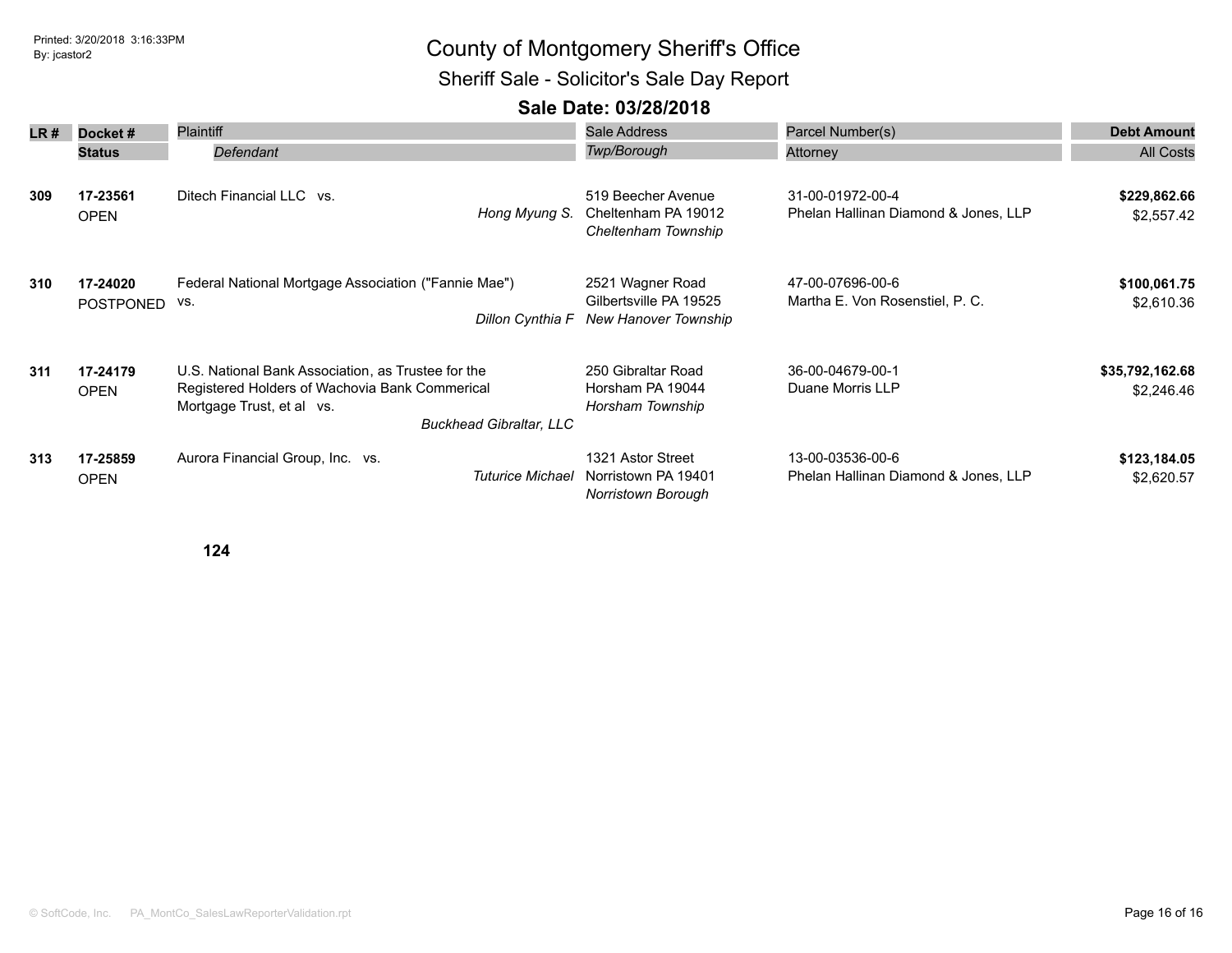# County of Montgomery Sheriff's Office

## Sheriff Sale - Solicitor's Sale Day Report

### Sale Date: 03/28/2018

Printed: 3/20/2018 3:16:33PM
By: jcastor2

| LR # | Docket # / Status | Plaintiff / *Defendant* | Sale Address / *Twp/Borough* | Parcel Number(s) / Attorney | Debt Amount / All Costs |
|---|---|---|---|---|---|
| 309 | **17-23561** OPEN | Ditech Financial LLC vs. *Hong Myung S.* | 519 Beecher Avenue Cheltenham PA 19012 *Cheltenham Township* | 31-00-01972-00-4 Phelan Hallinan Diamond & Jones, LLP | **$229,862.66** $2,557.42 |
| 310 | **17-24020** POSTPONED | Federal National Mortgage Association ("Fannie Mae") vs. *Dillon Cynthia F* | 2521 Wagner Road Gilbertsville PA 19525 *New Hanover Township* | 47-00-07696-00-6 Martha E. Von Rosenstiel, P. C. | **$100,061.75** $2,610.36 |
| 311 | **17-24179** OPEN | U.S. National Bank Association, as Trustee for the Registered Holders of Wachovia Bank Commerical Mortgage Trust, et al vs. *Buckhead Gibraltar, LLC* | 250 Gibraltar Road Horsham PA 19044 *Horsham Township* | 36-00-04679-00-1 Duane Morris LLP | **$35,792,162.68** $2,246.46 |
| 313 | **17-25859** OPEN | Aurora Financial Group, Inc. vs. *Tuturice Michael* | 1321 Astor Street Norristown PA 19401 *Norristown Borough* | 13-00-03536-00-6 Phelan Hallinan Diamond & Jones, LLP | **$123,184.05** $2,620.57 |

**124**